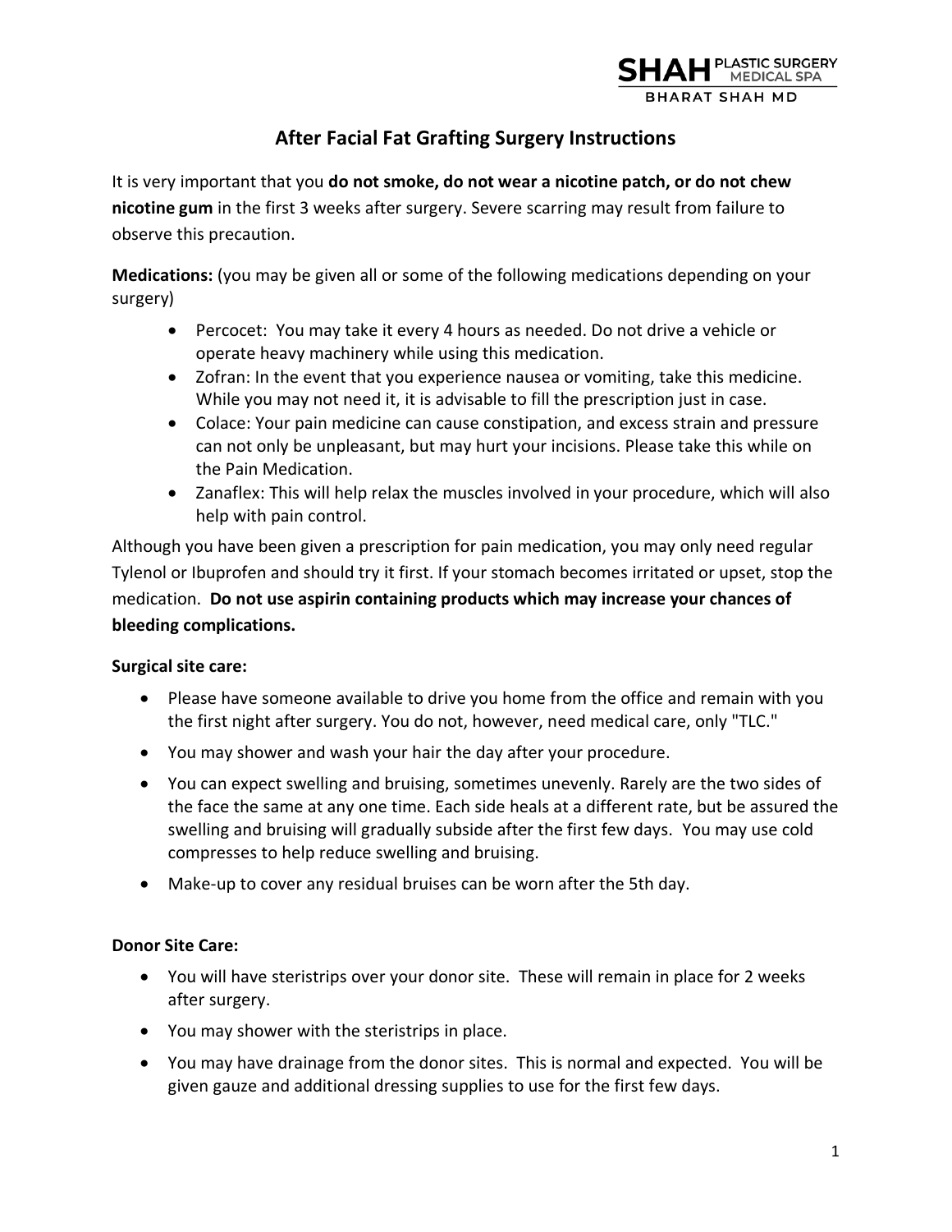SHAH PLASTIC SURGERY MEDICAL SPA
BHARAT SHAH MD

# After Facial Fat Grafting Surgery Instructions

It is very important that you **do not smoke, do not wear a nicotine patch, or do not chew nicotine gum** in the first 3 weeks after surgery. Severe scarring may result from failure to observe this precaution.

**Medications:** (you may be given all or some of the following medications depending on your surgery)

- Percocet: You may take it every 4 hours as needed. Do not drive a vehicle or operate heavy machinery while using this medication.
- Zofran: In the event that you experience nausea or vomiting, take this medicine. While you may not need it, it is advisable to fill the prescription just in case.
- Colace: Your pain medicine can cause constipation, and excess strain and pressure can not only be unpleasant, but may hurt your incisions. Please take this while on the Pain Medication.
- Zanaflex: This will help relax the muscles involved in your procedure, which will also help with pain control.

Although you have been given a prescription for pain medication, you may only need regular Tylenol or Ibuprofen and should try it first. If your stomach becomes irritated or upset, stop the medication. **Do not use aspirin containing products which may increase your chances of bleeding complications.**

**Surgical site care:**

- Please have someone available to drive you home from the office and remain with you the first night after surgery. You do not, however, need medical care, only "TLC."
- You may shower and wash your hair the day after your procedure.
- You can expect swelling and bruising, sometimes unevenly. Rarely are the two sides of the face the same at any one time. Each side heals at a different rate, but be assured the swelling and bruising will gradually subside after the first few days. You may use cold compresses to help reduce swelling and bruising.
- Make-up to cover any residual bruises can be worn after the 5th day.

**Donor Site Care:**

- You will have steristrips over your donor site. These will remain in place for 2 weeks after surgery.
- You may shower with the steristrips in place.
- You may have drainage from the donor sites. This is normal and expected. You will be given gauze and additional dressing supplies to use for the first few days.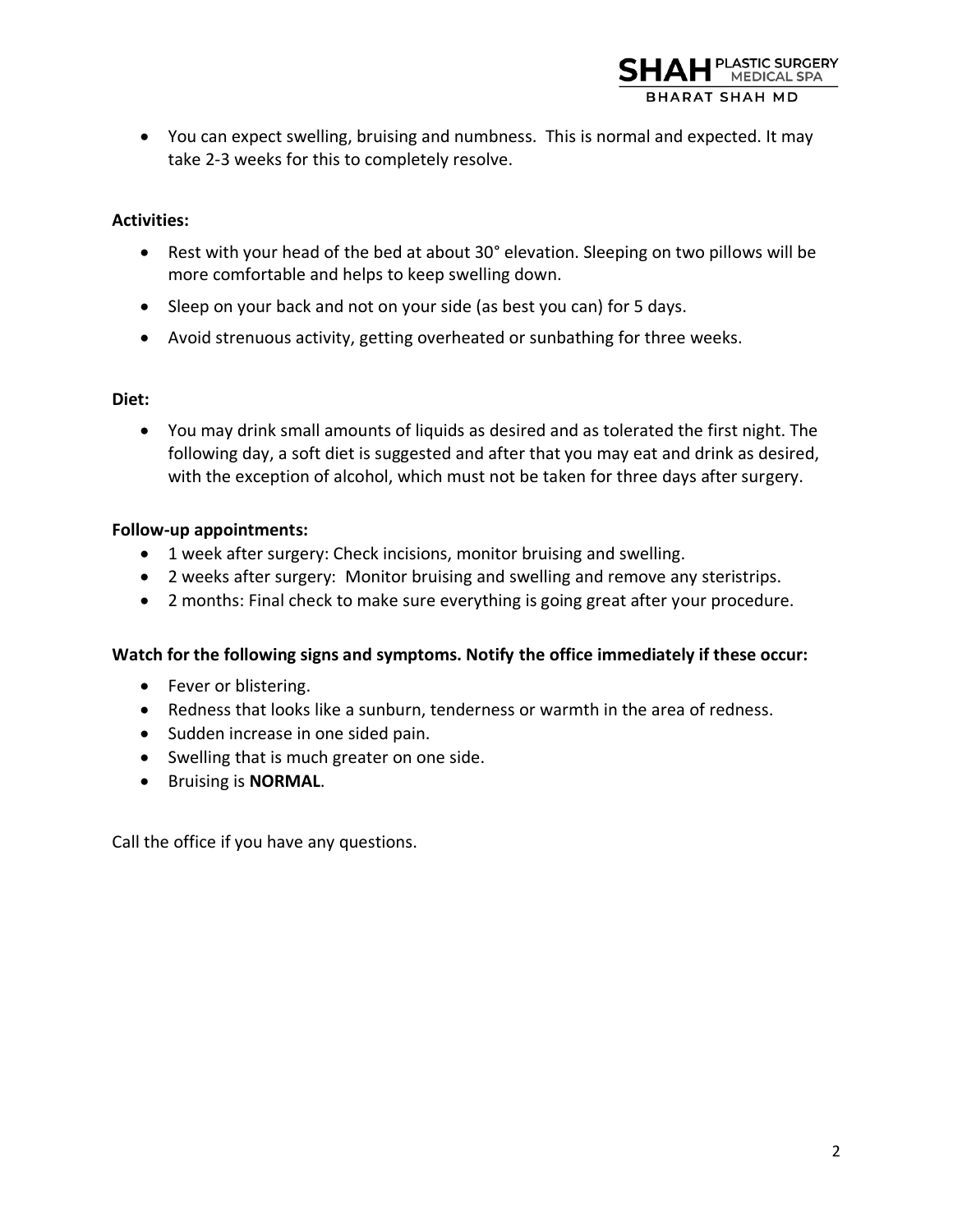- You can expect swelling, bruising and numbness. This is normal and expected. It may take 2-3 weeks for this to completely resolve.

**Activities:**

- Rest with your head of the bed at about 30° elevation. Sleeping on two pillows will be more comfortable and helps to keep swelling down.
- Sleep on your back and not on your side (as best you can) for 5 days.
- Avoid strenuous activity, getting overheated or sunbathing for three weeks.

**Diet:**

- You may drink small amounts of liquids as desired and as tolerated the first night. The following day, a soft diet is suggested and after that you may eat and drink as desired, with the exception of alcohol, which must not be taken for three days after surgery.

**Follow-up appointments:**

- 1 week after surgery: Check incisions, monitor bruising and swelling.
- 2 weeks after surgery: Monitor bruising and swelling and remove any steristrips.
- 2 months: Final check to make sure everything is going great after your procedure.

**Watch for the following signs and symptoms. Notify the office immediately if these occur:**

- Fever or blistering.
- Redness that looks like a sunburn, tenderness or warmth in the area of redness.
- Sudden increase in one sided pain.
- Swelling that is much greater on one side.
- Bruising is **NORMAL**.

Call the office if you have any questions.